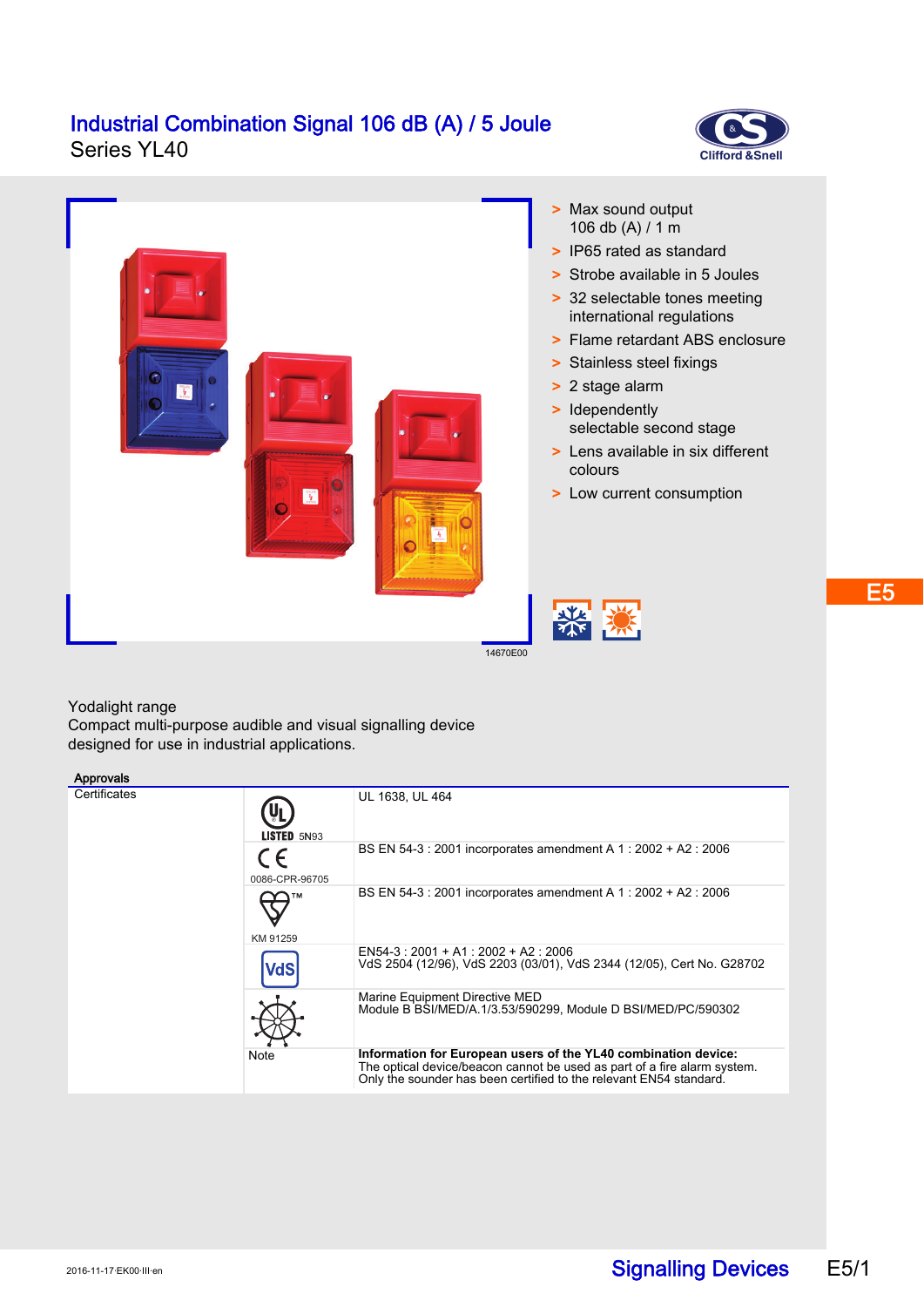# Industrial Combination Signal 106 dB (A) / 5 Joule

Series YL40

14670E00

- Max sound output 106 db (A) / 1 m
- IP65 rated as standard
- Strobe available in 5 Joules
- 32 selectable tones meeting international regulations
- Flame retardant ABS enclosure
- Stainless steel fixings
- 2 stage alarm
- Independently selectable second stage
- Lens available in six different colours
- Low current consumption

E5

Yodalight range
Compact multi-purpose audible and visual signalling device designed for use in industrial applications.

**Approvals**

| | | |
|---|---|---|
| Certificates | UL LISTED 5N93 | UL 1638, UL 464 |
| | CE 0086-CPR-96705 | BS EN 54-3 : 2001 incorporates amendment A 1 : 2002 + A2 : 2006 |
| | KM 91259 | BS EN 54-3 : 2001 incorporates amendment A 1 : 2002 + A2 : 2006 |
| | VdS | EN54-3 : 2001 + A1 : 2002 + A2 : 2006<br>VdS 2504 (12/96), VdS 2203 (03/01), VdS 2344 (12/05), Cert No. G28702 |
| | | Marine Equipment Directive MED<br>Module B BSI/MED/A.1/3.53/590299, Module D BSI/MED/PC/590302 |
| | Note | **Information for European users of the YL40 combination device:**<br>The optical device/beacon cannot be used as part of a fire alarm system.<br>Only the sounder has been certified to the relevant EN54 standard. |

2016-11-17·EK00·III·en

Signalling Devices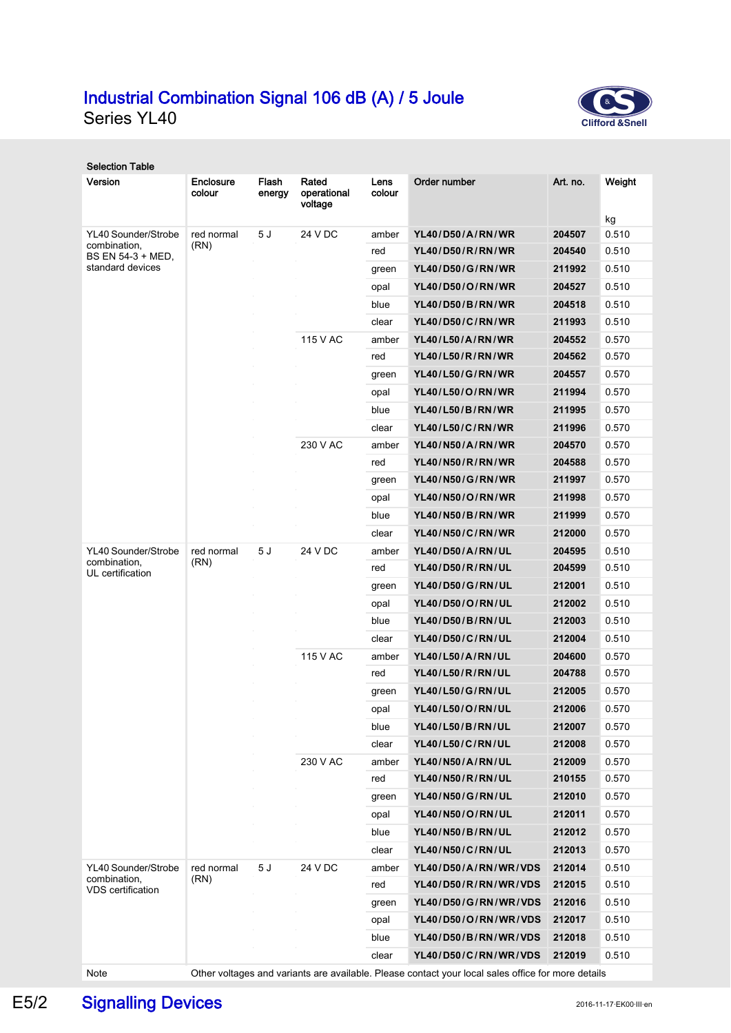# Industrial Combination Signal 106 dB (A) / 5 Joule

Series YL40

**Selection Table**

| Version | Enclosure colour | Flash energy | Rated operational voltage | Lens colour | Order number | Art. no. | Weight<br>kg |
|---|---|---|---|---|---|---|---|
| YL40 Sounder/Strobe combination, BS EN 54-3 + MED, standard devices | red normal (RN) | 5 J | 24 V DC | amber | **YL40/D50/A/RN/WR** | **204507** | 0.510 |
| | | | | red | **YL40/D50/R/RN/WR** | **204540** | 0.510 |
| | | | | green | **YL40/D50/G/RN/WR** | **211992** | 0.510 |
| | | | | opal | **YL40/D50/O/RN/WR** | **204527** | 0.510 |
| | | | | blue | **YL40/D50/B/RN/WR** | **204518** | 0.510 |
| | | | | clear | **YL40/D50/C/RN/WR** | **211993** | 0.510 |
| | | | 115 V AC | amber | **YL40/L50/A/RN/WR** | **204552** | 0.570 |
| | | | | red | **YL40/L50/R/RN/WR** | **204562** | 0.570 |
| | | | | green | **YL40/L50/G/RN/WR** | **204557** | 0.570 |
| | | | | opal | **YL40/L50/O/RN/WR** | **211994** | 0.570 |
| | | | | blue | **YL40/L50/B/RN/WR** | **211995** | 0.570 |
| | | | | clear | **YL40/L50/C/RN/WR** | **211996** | 0.570 |
| | | | 230 V AC | amber | **YL40/N50/A/RN/WR** | **204570** | 0.570 |
| | | | | red | **YL40/N50/R/RN/WR** | **204588** | 0.570 |
| | | | | green | **YL40/N50/G/RN/WR** | **211997** | 0.570 |
| | | | | opal | **YL40/N50/O/RN/WR** | **211998** | 0.570 |
| | | | | blue | **YL40/N50/B/RN/WR** | **211999** | 0.570 |
| | | | | clear | **YL40/N50/C/RN/WR** | **212000** | 0.570 |
| YL40 Sounder/Strobe combination, UL certification | red normal (RN) | 5 J | 24 V DC | amber | **YL40/D50/A/RN/UL** | **204595** | 0.510 |
| | | | | red | **YL40/D50/R/RN/UL** | **204599** | 0.510 |
| | | | | green | **YL40/D50/G/RN/UL** | **212001** | 0.510 |
| | | | | opal | **YL40/D50/O/RN/UL** | **212002** | 0.510 |
| | | | | blue | **YL40/D50/B/RN/UL** | **212003** | 0.510 |
| | | | | clear | **YL40/D50/C/RN/UL** | **212004** | 0.510 |
| | | | 115 V AC | amber | **YL40/L50/A/RN/UL** | **204600** | 0.570 |
| | | | | red | **YL40/L50/R/RN/UL** | **204788** | 0.570 |
| | | | | green | **YL40/L50/G/RN/UL** | **212005** | 0.570 |
| | | | | opal | **YL40/L50/O/RN/UL** | **212006** | 0.570 |
| | | | | blue | **YL40/L50/B/RN/UL** | **212007** | 0.570 |
| | | | | clear | **YL40/L50/C/RN/UL** | **212008** | 0.570 |
| | | | 230 V AC | amber | **YL40/N50/A/RN/UL** | **212009** | 0.570 |
| | | | | red | **YL40/N50/R/RN/UL** | **210155** | 0.570 |
| | | | | green | **YL40/N50/G/RN/UL** | **212010** | 0.570 |
| | | | | opal | **YL40/N50/O/RN/UL** | **212011** | 0.570 |
| | | | | blue | **YL40/N50/B/RN/UL** | **212012** | 0.570 |
| | | | | clear | **YL40/N50/C/RN/UL** | **212013** | 0.570 |
| YL40 Sounder/Strobe combination, VDS certification | red normal (RN) | 5 J | 24 V DC | amber | **YL40/D50/A/RN/WR/VDS** | **212014** | 0.510 |
| | | | | red | **YL40/D50/R/RN/WR/VDS** | **212015** | 0.510 |
| | | | | green | **YL40/D50/G/RN/WR/VDS** | **212016** | 0.510 |
| | | | | opal | **YL40/D50/O/RN/WR/VDS** | **212017** | 0.510 |
| | | | | blue | **YL40/D50/B/RN/WR/VDS** | **212018** | 0.510 |
| | | | | clear | **YL40/D50/C/RN/WR/VDS** | **212019** | 0.510 |
| Note | Other voltages and variants are available. Please contact your local sales office for more details | | | | | | |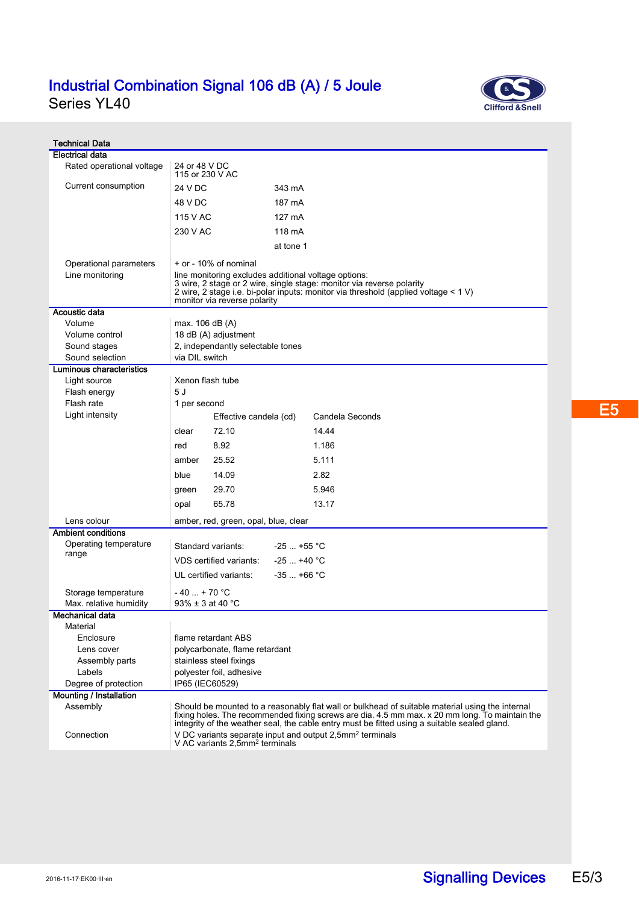# Industrial Combination Signal 106 dB (A) / 5 Joule

Series YL40

## Technical Data

| | | | |
|---|---|---|---|
| **Electrical data** | | | |
| Rated operational voltage | 24 or 48 V DC<br>115 or 230 V AC | | |
| Current consumption | 24 V DC | 343 mA | |
| | 48 V DC | 187 mA | |
| | 115 V AC | 127 mA | |
| | 230 V AC | 118 mA | |
| | | at tone 1 | |
| Operational parameters | + or - 10% of nominal | | |
| Line monitoring | line monitoring excludes additional voltage options:<br>3 wire, 2 stage or 2 wire, single stage: monitor via reverse polarity<br>2 wire, 2 stage i.e. bi-polar inputs: monitor via threshold (applied voltage < 1 V)<br>monitor via reverse polarity | | |
| **Acoustic data** | | | |
| Volume | max. 106 dB (A) | | |
| Volume control | 18 dB (A) adjustment | | |
| Sound stages | 2, independantly selectable tones | | |
| Sound selection | via DIL switch | | |
| **Luminous characteristics** | | | |
| Light source | Xenon flash tube | | |
| Flash energy | 5 J | | |
| Flash rate | 1 per second | | |
| Light intensity | | Effective candela (cd) | Candela Seconds |
| | clear | 72.10 | 14.44 |
| | red | 8.92 | 1.186 |
| | amber | 25.52 | 5.111 |
| | blue | 14.09 | 2.82 |
| | green | 29.70 | 5.946 |
| | opal | 65.78 | 13.17 |
| Lens colour | amber, red, green, opal, blue, clear | | |
| **Ambient conditions** | | | |
| Operating temperature range | Standard variants: | -25 ... +55 °C | |
| | VDS certified variants: | -25 ... +40 °C | |
| | UL certified variants: | -35 ... +66 °C | |
| Storage temperature | - 40 ... + 70 °C | | |
| Max. relative humidity | 93% ± 3 at 40 °C | | |
| **Mechanical data** | | | |
| Material | | | |
| Enclosure | flame retardant ABS | | |
| Lens cover | polycarbonate, flame retardant | | |
| Assembly parts | stainless steel fixings | | |
| Labels | polyester foil, adhesive | | |
| Degree of protection | IP65 (IEC60529) | | |
| **Mounting / Installation** | | | |
| Assembly | Should be mounted to a reasonably flat wall or bulkhead of suitable material using the internal fixing holes. The recommended fixing screws are dia. 4.5 mm max. x 20 mm long. To maintain the integrity of the weather seal, the cable entry must be fitted using a suitable sealed gland. | | |
| Connection | V DC variants separate input and output 2,5mm² terminals<br>V AC variants 2,5mm² terminals | | |

2016-11-17·EK00·III·en

Signalling Devices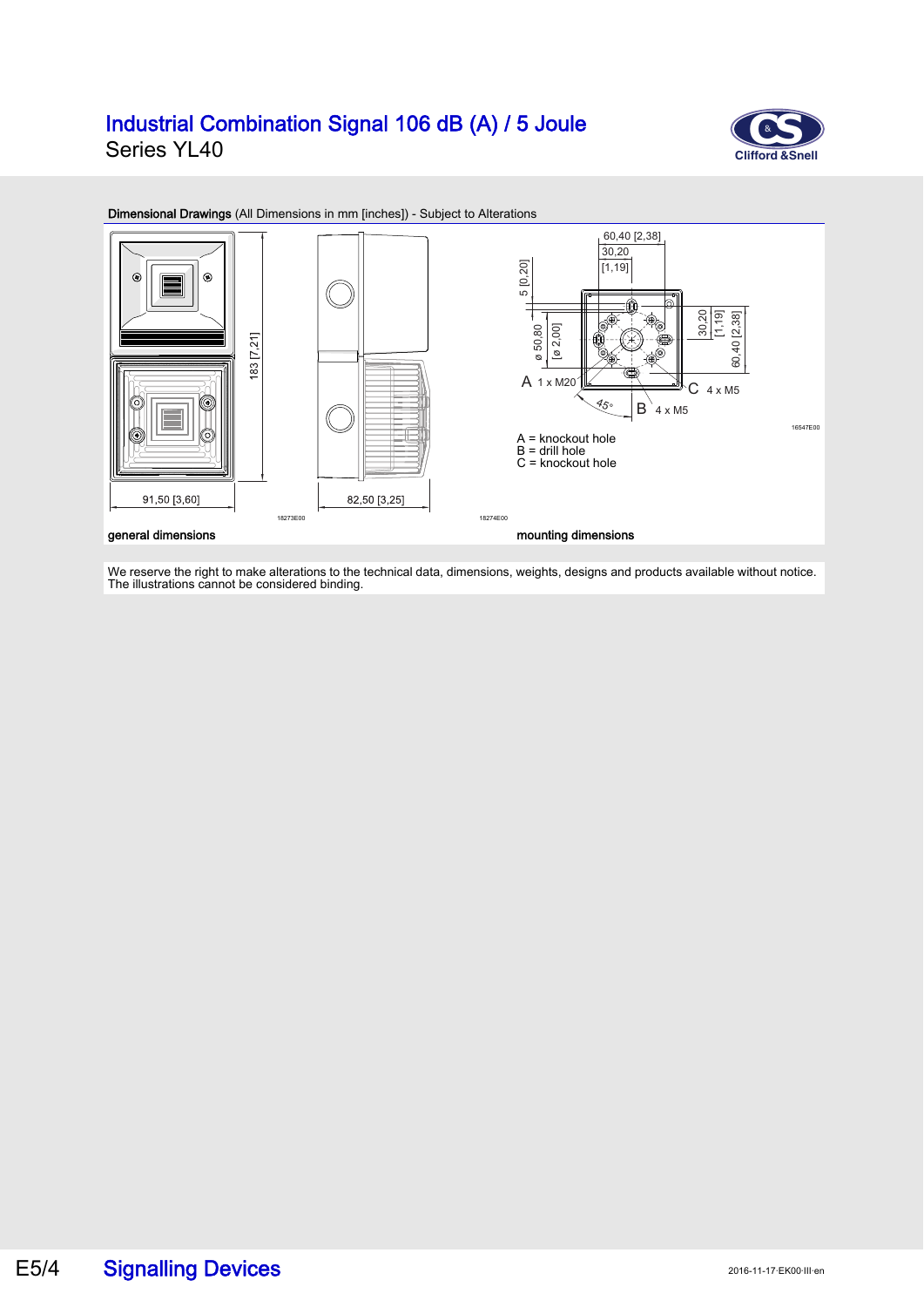# Industrial Combination Signal 106 dB (A) / 5 Joule

Series YL40

**Dimensional Drawings** (All Dimensions in mm [inches]) - Subject to Alterations

183 [7,21]

91,50 [3,60]

82,50 [3,25]

18273E00

18274E00

60,40 [2,38]

30,20

[1,19]

5 [0,20]

ø 50,80

[ø 2,00]

30,20

[1,19]

60,40 [2,38]

A 1 x M20

45°

B 4 x M5

C 4 x M5

16547E00

A = knockout hole
B = drill hole
C = knockout hole

**general dimensions**

**mounting dimensions**

We reserve the right to make alterations to the technical data, dimensions, weights, designs and products available without notice. The illustrations cannot be considered binding.